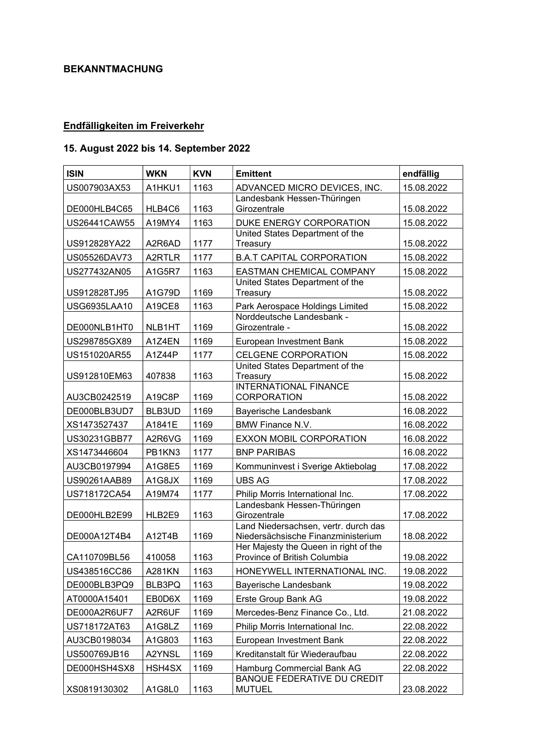**BEKANNTMACHUNG**

**<u>Endfälligkeiten im Freiverkehr</u>**

**15. August 2022 bis 14. September 2022**

| ISIN | WKN | KVN | Emittent | endfällig |
|---|---|---|---|---|
| US007903AX53 | A1HKU1 | 1163 | ADVANCED MICRO DEVICES, INC. | 15.08.2022 |
| DE000HLB4C65 | HLB4C6 | 1163 | Landesbank Hessen-Thüringen Girozentrale | 15.08.2022 |
| US26441CAW55 | A19MY4 | 1163 | DUKE ENERGY CORPORATION | 15.08.2022 |
| US912828YA22 | A2R6AD | 1177 | United States Department of the Treasury | 15.08.2022 |
| US05526DAV73 | A2RTLR | 1177 | B.A.T CAPITAL CORPORATION | 15.08.2022 |
| US277432AN05 | A1G5R7 | 1163 | EASTMAN CHEMICAL COMPANY | 15.08.2022 |
| US912828TJ95 | A1G79D | 1169 | United States Department of the Treasury | 15.08.2022 |
| USG6935LAA10 | A19CE8 | 1163 | Park Aerospace Holdings Limited | 15.08.2022 |
| DE000NLB1HT0 | NLB1HT | 1169 | Norddeutsche Landesbank - Girozentrale - | 15.08.2022 |
| US298785GX89 | A1Z4EN | 1169 | European Investment Bank | 15.08.2022 |
| US151020AR55 | A1Z44P | 1177 | CELGENE CORPORATION | 15.08.2022 |
| US912810EM63 | 407838 | 1163 | United States Department of the Treasury | 15.08.2022 |
| AU3CB0242519 | A19C8P | 1169 | INTERNATIONAL FINANCE CORPORATION | 15.08.2022 |
| DE000BLB3UD7 | BLB3UD | 1169 | Bayerische Landesbank | 16.08.2022 |
| XS1473527437 | A1841E | 1169 | BMW Finance N.V. | 16.08.2022 |
| US30231GBB77 | A2R6VG | 1169 | EXXON MOBIL CORPORATION | 16.08.2022 |
| XS1473446604 | PB1KN3 | 1177 | BNP PARIBAS | 16.08.2022 |
| AU3CB0197994 | A1G8E5 | 1169 | Kommuninvest i Sverige Aktiebolag | 17.08.2022 |
| US90261AAB89 | A1G8JX | 1169 | UBS AG | 17.08.2022 |
| US718172CA54 | A19M74 | 1177 | Philip Morris International Inc. | 17.08.2022 |
| DE000HLB2E99 | HLB2E9 | 1163 | Landesbank Hessen-Thüringen Girozentrale | 17.08.2022 |
| DE000A12T4B4 | A12T4B | 1169 | Land Niedersachsen, vertr. durch das Niedersächsische Finanzministerium | 18.08.2022 |
| CA110709BL56 | 410058 | 1163 | Her Majesty the Queen in right of the Province of British Columbia | 19.08.2022 |
| US438516CC86 | A281KN | 1163 | HONEYWELL INTERNATIONAL INC. | 19.08.2022 |
| DE000BLB3PQ9 | BLB3PQ | 1163 | Bayerische Landesbank | 19.08.2022 |
| AT0000A15401 | EB0D6X | 1169 | Erste Group Bank AG | 19.08.2022 |
| DE000A2R6UF7 | A2R6UF | 1169 | Mercedes-Benz Finance Co., Ltd. | 21.08.2022 |
| US718172AT63 | A1G8LZ | 1169 | Philip Morris International Inc. | 22.08.2022 |
| AU3CB0198034 | A1G803 | 1163 | European Investment Bank | 22.08.2022 |
| US500769JB16 | A2YNSL | 1169 | Kreditanstalt für Wiederaufbau | 22.08.2022 |
| DE000HSH4SX8 | HSH4SX | 1169 | Hamburg Commercial Bank AG | 22.08.2022 |
| XS0819130302 | A1G8L0 | 1163 | BANQUE FEDERATIVE DU CREDIT MUTUEL | 23.08.2022 |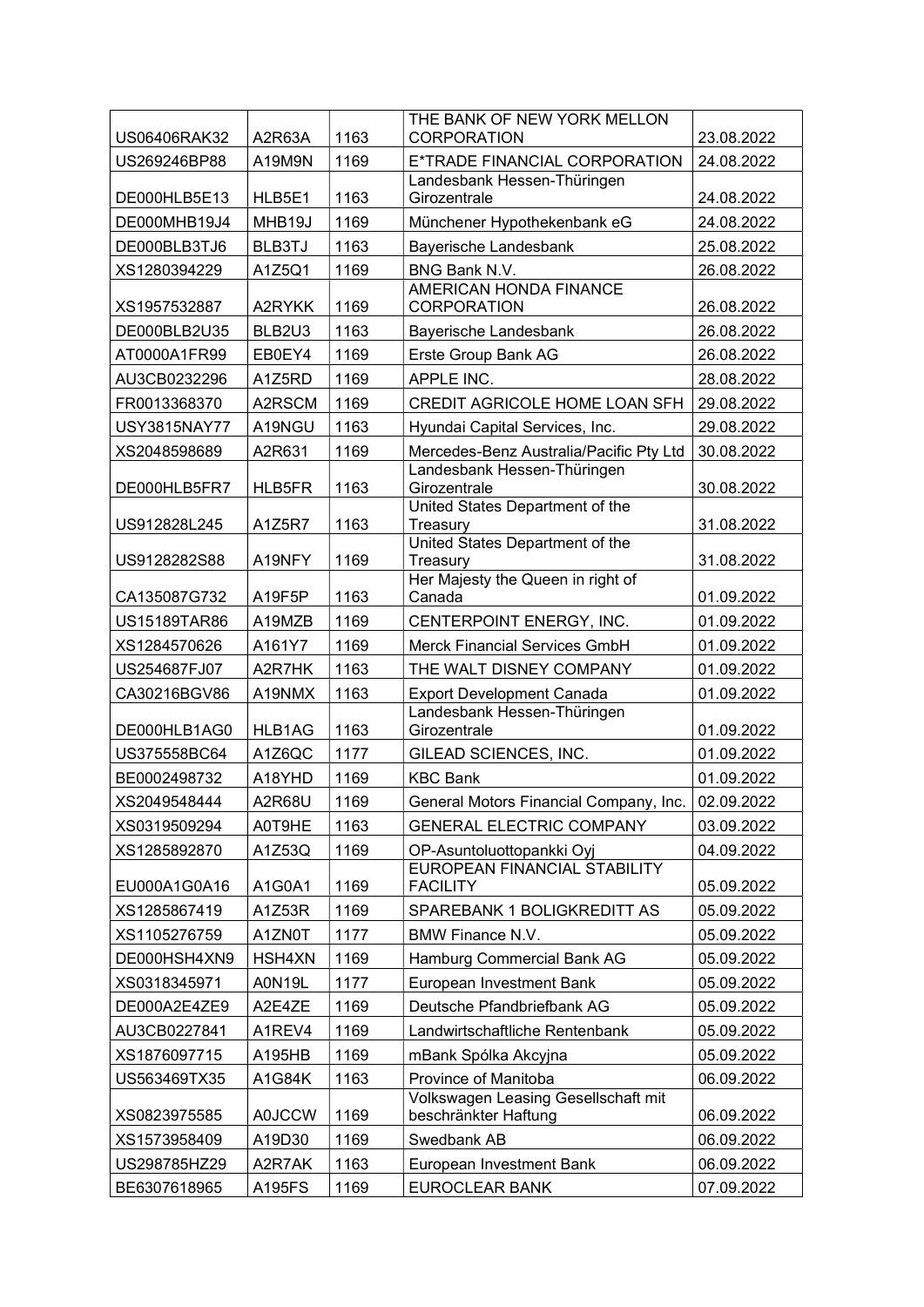| | | | | |
|---|---|---|---|---|
| US06406RAK32 | A2R63A | 1163 | THE BANK OF NEW YORK MELLON CORPORATION | 23.08.2022 |
| US269246BP88 | A19M9N | 1169 | E*TRADE FINANCIAL CORPORATION | 24.08.2022 |
| DE000HLB5E13 | HLB5E1 | 1163 | Landesbank Hessen-Thüringen Girozentrale | 24.08.2022 |
| DE000MHB19J4 | MHB19J | 1169 | Münchener Hypothekenbank eG | 24.08.2022 |
| DE000BLB3TJ6 | BLB3TJ | 1163 | Bayerische Landesbank | 25.08.2022 |
| XS1280394229 | A1Z5Q1 | 1169 | BNG Bank N.V. | 26.08.2022 |
| XS1957532887 | A2RYKK | 1169 | AMERICAN HONDA FINANCE CORPORATION | 26.08.2022 |
| DE000BLB2U35 | BLB2U3 | 1163 | Bayerische Landesbank | 26.08.2022 |
| AT0000A1FR99 | EB0EY4 | 1169 | Erste Group Bank AG | 26.08.2022 |
| AU3CB0232296 | A1Z5RD | 1169 | APPLE INC. | 28.08.2022 |
| FR0013368370 | A2RSCM | 1169 | CREDIT AGRICOLE HOME LOAN SFH | 29.08.2022 |
| USY3815NAY77 | A19NGU | 1163 | Hyundai Capital Services, Inc. | 29.08.2022 |
| XS2048598689 | A2R631 | 1169 | Mercedes-Benz Australia/Pacific Pty Ltd | 30.08.2022 |
| DE000HLB5FR7 | HLB5FR | 1163 | Landesbank Hessen-Thüringen Girozentrale | 30.08.2022 |
| US912828L245 | A1Z5R7 | 1163 | United States Department of the Treasury | 31.08.2022 |
| US9128282S88 | A19NFY | 1169 | United States Department of the Treasury | 31.08.2022 |
| CA135087G732 | A19F5P | 1163 | Her Majesty the Queen in right of Canada | 01.09.2022 |
| US15189TAR86 | A19MZB | 1169 | CENTERPOINT ENERGY, INC. | 01.09.2022 |
| XS1284570626 | A161Y7 | 1169 | Merck Financial Services GmbH | 01.09.2022 |
| US254687FJ07 | A2R7HK | 1163 | THE WALT DISNEY COMPANY | 01.09.2022 |
| CA30216BGV86 | A19NMX | 1163 | Export Development Canada | 01.09.2022 |
| DE000HLB1AG0 | HLB1AG | 1163 | Landesbank Hessen-Thüringen Girozentrale | 01.09.2022 |
| US375558BC64 | A1Z6QC | 1177 | GILEAD SCIENCES, INC. | 01.09.2022 |
| BE0002498732 | A18YHD | 1169 | KBC Bank | 01.09.2022 |
| XS2049548444 | A2R68U | 1169 | General Motors Financial Company, Inc. | 02.09.2022 |
| XS0319509294 | A0T9HE | 1163 | GENERAL ELECTRIC COMPANY | 03.09.2022 |
| XS1285892870 | A1Z53Q | 1169 | OP-Asuntoluottopankki Oyj | 04.09.2022 |
| EU000A1G0A16 | A1G0A1 | 1169 | EUROPEAN FINANCIAL STABILITY FACILITY | 05.09.2022 |
| XS1285867419 | A1Z53R | 1169 | SPAREBANK 1 BOLIGKREDITT AS | 05.09.2022 |
| XS1105276759 | A1ZN0T | 1177 | BMW Finance N.V. | 05.09.2022 |
| DE000HSH4XN9 | HSH4XN | 1169 | Hamburg Commercial Bank AG | 05.09.2022 |
| XS0318345971 | A0N19L | 1177 | European Investment Bank | 05.09.2022 |
| DE000A2E4ZE9 | A2E4ZE | 1169 | Deutsche Pfandbriefbank AG | 05.09.2022 |
| AU3CB0227841 | A1REV4 | 1169 | Landwirtschaftliche Rentenbank | 05.09.2022 |
| XS1876097715 | A195HB | 1169 | mBank Spólka Akcyjna | 05.09.2022 |
| US563469TX35 | A1G84K | 1163 | Province of Manitoba | 06.09.2022 |
| XS0823975585 | A0JCCW | 1169 | Volkswagen Leasing Gesellschaft mit beschränkter Haftung | 06.09.2022 |
| XS1573958409 | A19D30 | 1169 | Swedbank AB | 06.09.2022 |
| US298785HZ29 | A2R7AK | 1163 | European Investment Bank | 06.09.2022 |
| BE6307618965 | A195FS | 1169 | EUROCLEAR BANK | 07.09.2022 |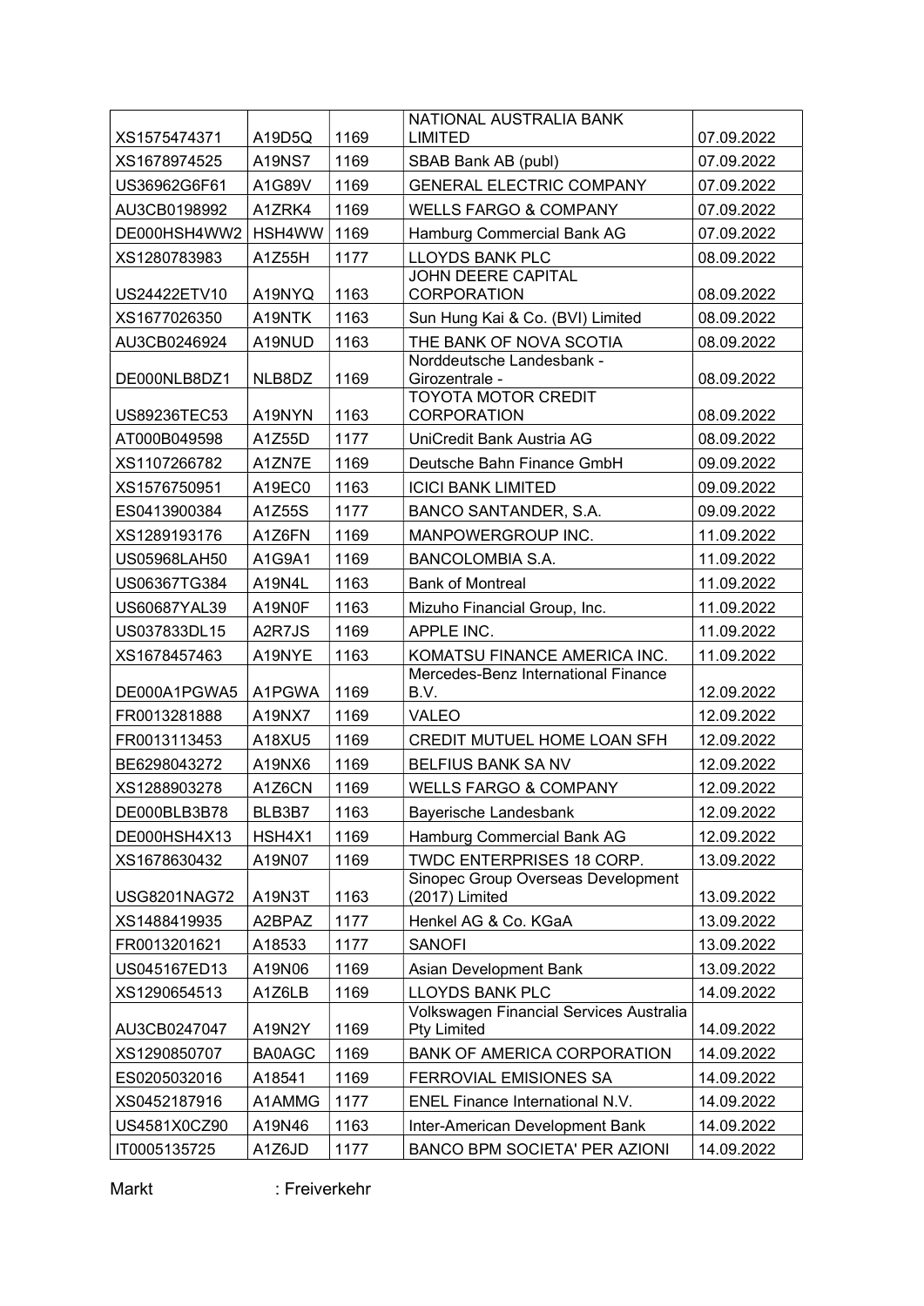| | | | | |
|---|---|---|---|---|
| XS1575474371 | A19D5Q | 1169 | NATIONAL AUSTRALIA BANK LIMITED | 07.09.2022 |
| XS1678974525 | A19NS7 | 1169 | SBAB Bank AB (publ) | 07.09.2022 |
| US36962G6F61 | A1G89V | 1169 | GENERAL ELECTRIC COMPANY | 07.09.2022 |
| AU3CB0198992 | A1ZRK4 | 1169 | WELLS FARGO & COMPANY | 07.09.2022 |
| DE000HSH4WW2 | HSH4WW | 1169 | Hamburg Commercial Bank AG | 07.09.2022 |
| XS1280783983 | A1Z55H | 1177 | LLOYDS BANK PLC | 08.09.2022 |
| US24422ETV10 | A19NYQ | 1163 | JOHN DEERE CAPITAL CORPORATION | 08.09.2022 |
| XS1677026350 | A19NTK | 1163 | Sun Hung Kai & Co. (BVI) Limited | 08.09.2022 |
| AU3CB0246924 | A19NUD | 1163 | THE BANK OF NOVA SCOTIA | 08.09.2022 |
| DE000NLB8DZ1 | NLB8DZ | 1169 | Norddeutsche Landesbank - Girozentrale - | 08.09.2022 |
| US89236TEC53 | A19NYN | 1163 | TOYOTA MOTOR CREDIT CORPORATION | 08.09.2022 |
| AT000B049598 | A1Z55D | 1177 | UniCredit Bank Austria AG | 08.09.2022 |
| XS1107266782 | A1ZN7E | 1169 | Deutsche Bahn Finance GmbH | 09.09.2022 |
| XS1576750951 | A19EC0 | 1163 | ICICI BANK LIMITED | 09.09.2022 |
| ES0413900384 | A1Z55S | 1177 | BANCO SANTANDER, S.A. | 09.09.2022 |
| XS1289193176 | A1Z6FN | 1169 | MANPOWERGROUP INC. | 11.09.2022 |
| US05968LAH50 | A1G9A1 | 1169 | BANCOLOMBIA S.A. | 11.09.2022 |
| US06367TG384 | A19N4L | 1163 | Bank of Montreal | 11.09.2022 |
| US60687YAL39 | A19N0F | 1163 | Mizuho Financial Group, Inc. | 11.09.2022 |
| US037833DL15 | A2R7JS | 1169 | APPLE INC. | 11.09.2022 |
| XS1678457463 | A19NYE | 1163 | KOMATSU FINANCE AMERICA INC. | 11.09.2022 |
| DE000A1PGWA5 | A1PGWA | 1169 | Mercedes-Benz International Finance B.V. | 12.09.2022 |
| FR0013281888 | A19NX7 | 1169 | VALEO | 12.09.2022 |
| FR0013113453 | A18XU5 | 1169 | CREDIT MUTUEL HOME LOAN SFH | 12.09.2022 |
| BE6298043272 | A19NX6 | 1169 | BELFIUS BANK SA NV | 12.09.2022 |
| XS1288903278 | A1Z6CN | 1169 | WELLS FARGO & COMPANY | 12.09.2022 |
| DE000BLB3B78 | BLB3B7 | 1163 | Bayerische Landesbank | 12.09.2022 |
| DE000HSH4X13 | HSH4X1 | 1169 | Hamburg Commercial Bank AG | 12.09.2022 |
| XS1678630432 | A19N07 | 1169 | TWDC ENTERPRISES 18 CORP. | 13.09.2022 |
| USG8201NAG72 | A19N3T | 1163 | Sinopec Group Overseas Development (2017) Limited | 13.09.2022 |
| XS1488419935 | A2BPAZ | 1177 | Henkel AG & Co. KGaA | 13.09.2022 |
| FR0013201621 | A18533 | 1177 | SANOFI | 13.09.2022 |
| US045167ED13 | A19N06 | 1169 | Asian Development Bank | 13.09.2022 |
| XS1290654513 | A1Z6LB | 1169 | LLOYDS BANK PLC | 14.09.2022 |
| AU3CB0247047 | A19N2Y | 1169 | Volkswagen Financial Services Australia Pty Limited | 14.09.2022 |
| XS1290850707 | BA0AGC | 1169 | BANK OF AMERICA CORPORATION | 14.09.2022 |
| ES0205032016 | A18541 | 1169 | FERROVIAL EMISIONES SA | 14.09.2022 |
| XS0452187916 | A1AMMG | 1177 | ENEL Finance International N.V. | 14.09.2022 |
| US4581X0CZ90 | A19N46 | 1163 | Inter-American Development Bank | 14.09.2022 |
| IT0005135725 | A1Z6JD | 1177 | BANCO BPM SOCIETA' PER AZIONI | 14.09.2022 |

Markt : Freiverkehr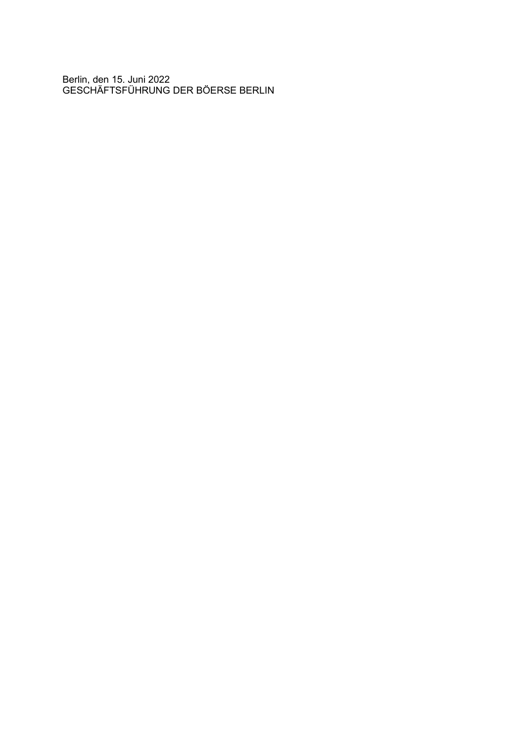Berlin, den 15. Juni 2022
GESCHÄFTSFÜHRUNG DER BÖERSE BERLIN